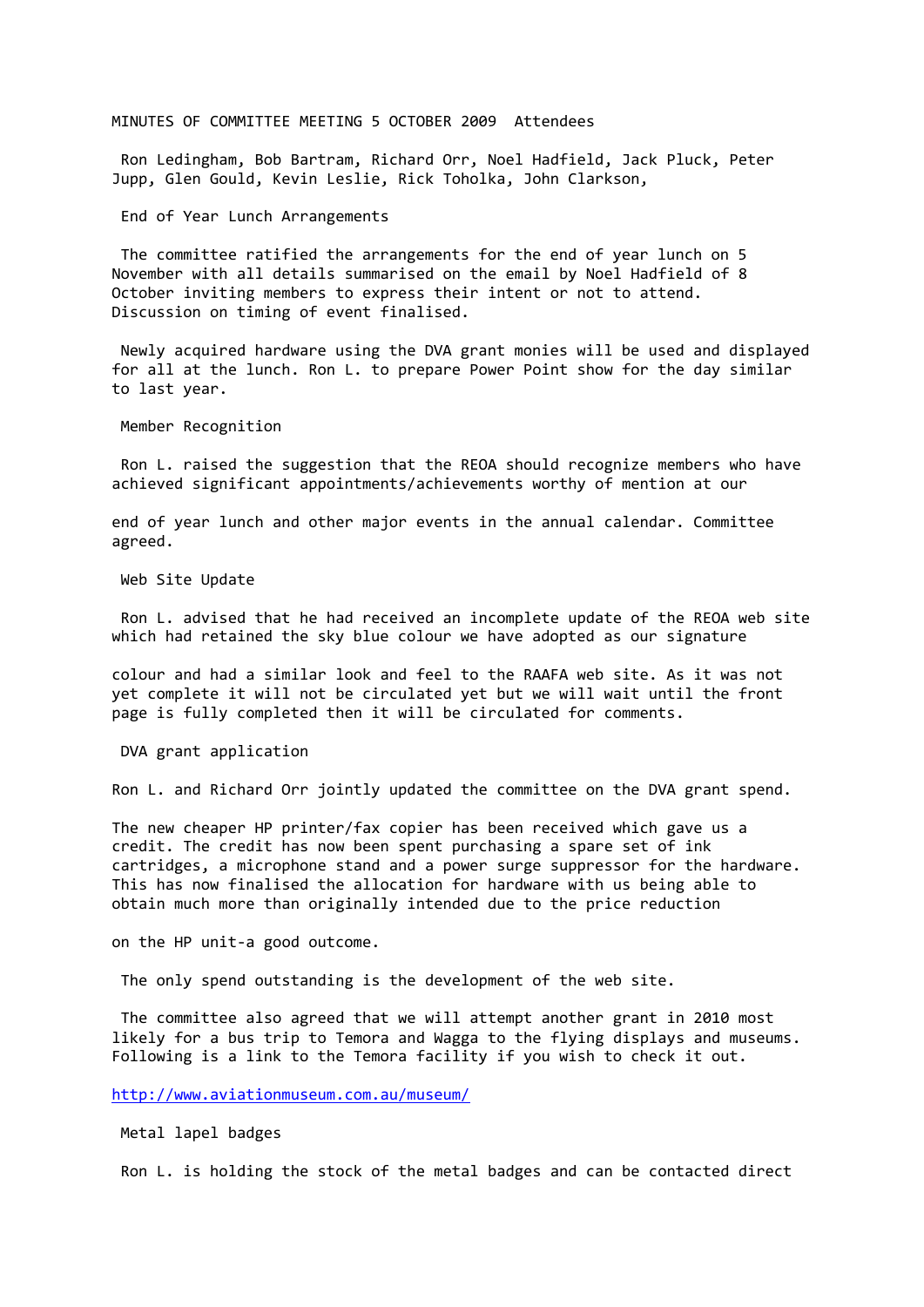MINUTES OF COMMITTEE MEETING 5 OCTOBER 2009 Attendees

Ron Ledingham, Bob Bartram, Richard Orr, Noel Hadfield, Jack Pluck, Peter Jupp, Glen Gould, Kevin Leslie, Rick Toholka, John Clarkson,

## End of Year Lunch Arrangements

The committee ratified the arrangements for the end of year lunch on 5 November with all details summarised on the email by Noel Hadfield of 8 October inviting members to express their intent or not to attend. Discussion on timing of event finalised.

Newly acquired hardware using the DVA grant monies will be used and displayed for all at the lunch. Ron L. to prepare Power Point show for the day similar to last year.

## Member Recognition

Ron L. raised the suggestion that the REOA should recognize members who have achieved significant appointments/achievements worthy of mention at our end of year lunch and other major events in the annual calendar. Committee agreed.

## Web Site Update

Ron L. advised that he had received an incomplete update of the REOA web site which had retained the sky blue colour we have adopted as our signature colour and had a similar look and feel to the RAAFA web site. As it was not yet complete it will not be circulated yet but we will wait until the front page is fully completed then it will be circulated for comments.

## DVA grant application

Ron L. and Richard Orr jointly updated the committee on the DVA grant spend.

The new cheaper HP printer/fax copier has been received which gave us a credit. The credit has now been spent purchasing a spare set of ink cartridges, a microphone stand and a power surge suppressor for the hardware. This has now finalised the allocation for hardware with us being able to obtain much more than originally intended due to the price reduction on the HP unit-a good outcome.

The only spend outstanding is the development of the web site.

The committee also agreed that we will attempt another grant in 2010 most likely for a bus trip to Temora and Wagga to the flying displays and museums. Following is a link to the Temora facility if you wish to check it out.

http://www.aviationmuseum.com.au/museum/

## Metal lapel badges

Ron L. is holding the stock of the metal badges and can be contacted direct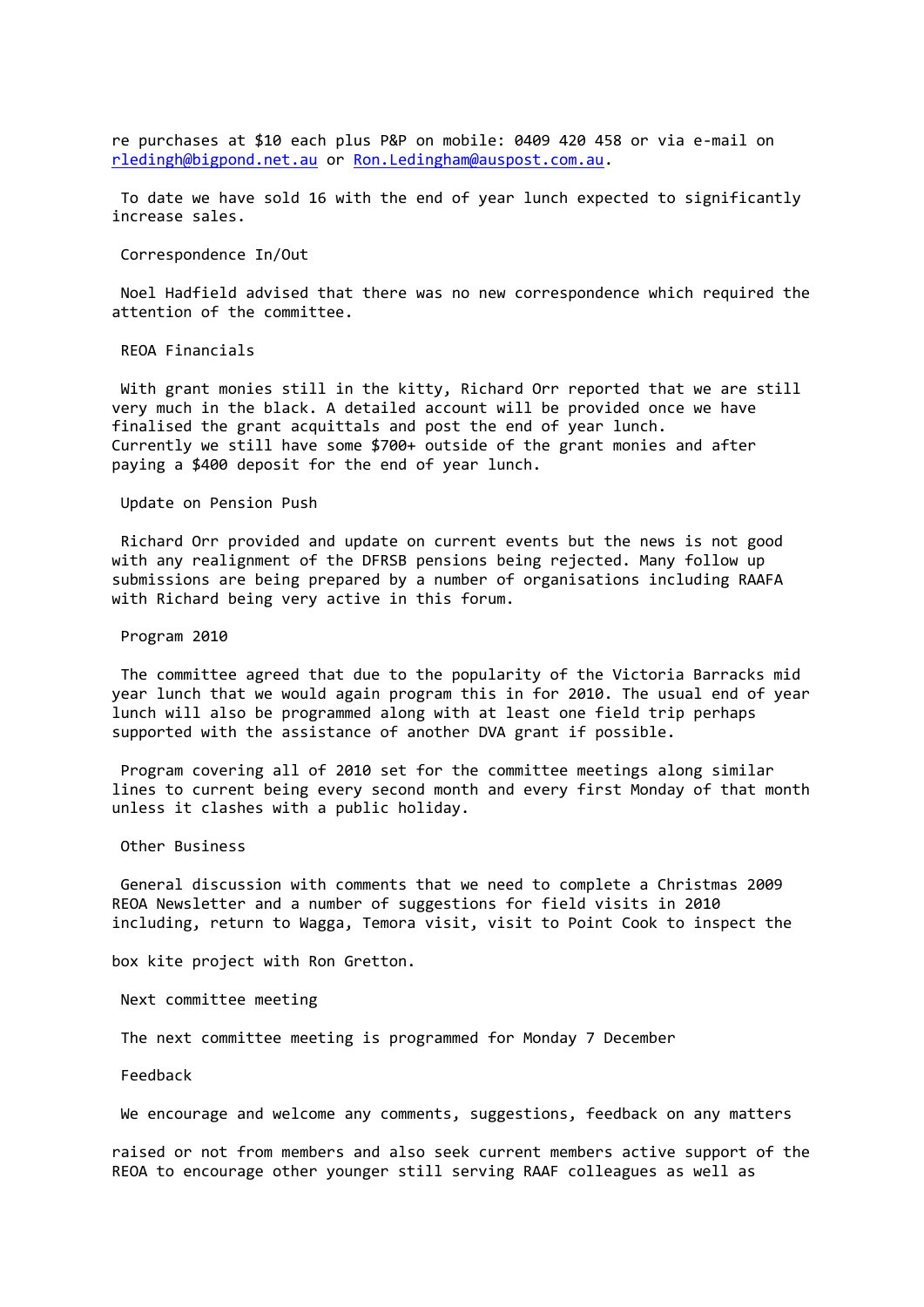re purchases at $10 each plus P&P on mobile: 0409 420 458 or via e-mail on rledingh@bigpond.net.au or Ron.Ledingham@auspost.com.au.

To date we have sold 16 with the end of year lunch expected to significantly increase sales.

## Correspondence In/Out

Noel Hadfield advised that there was no new correspondence which required the attention of the committee.

## REOA Financials

With grant monies still in the kitty, Richard Orr reported that we are still very much in the black. A detailed account will be provided once we have finalised the grant acquittals and post the end of year lunch.
Currently we still have some $700+ outside of the grant monies and after paying a $400 deposit for the end of year lunch.

## Update on Pension Push

Richard Orr provided and update on current events but the news is not good with any realignment of the DFRSB pensions being rejected. Many follow up submissions are being prepared by a number of organisations including RAAFA with Richard being very active in this forum.

## Program 2010

The committee agreed that due to the popularity of the Victoria Barracks mid year lunch that we would again program this in for 2010. The usual end of year lunch will also be programmed along with at least one field trip perhaps supported with the assistance of another DVA grant if possible.

Program covering all of 2010 set for the committee meetings along similar lines to current being every second month and every first Monday of that month unless it clashes with a public holiday.

## Other Business

General discussion with comments that we need to complete a Christmas 2009 REOA Newsletter and a number of suggestions for field visits in 2010 including, return to Wagga, Temora visit, visit to Point Cook to inspect the box kite project with Ron Gretton.

## Next committee meeting

The next committee meeting is programmed for Monday 7 December

## Feedback

We encourage and welcome any comments, suggestions, feedback on any matters raised or not from members and also seek current members active support of the REOA to encourage other younger still serving RAAF colleagues as well as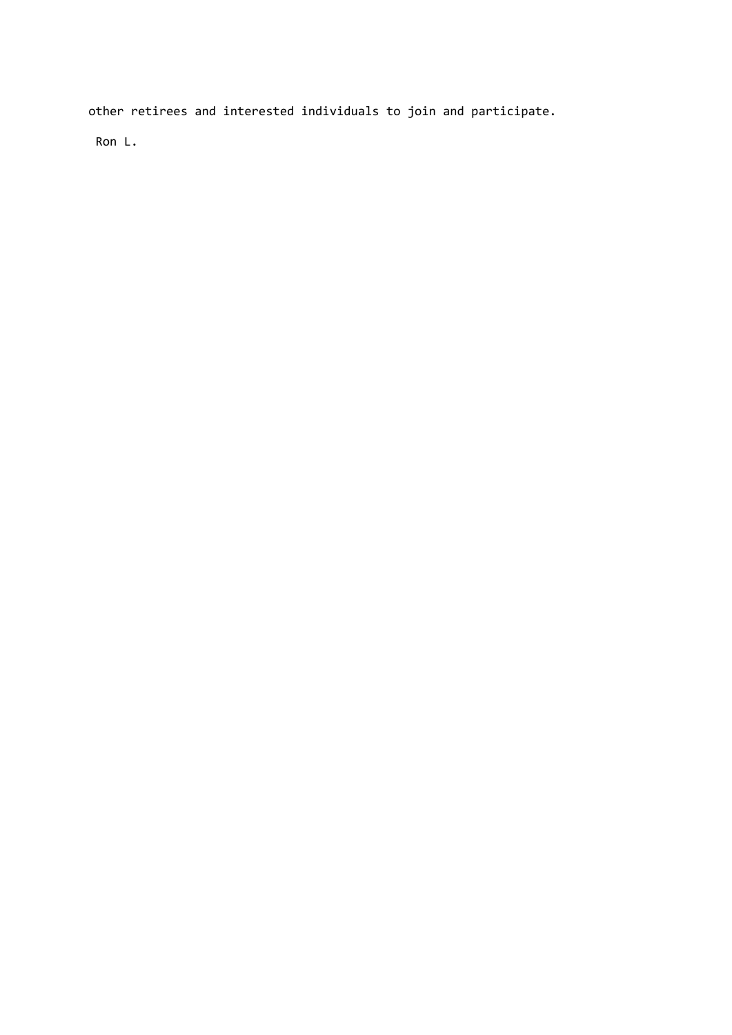other retirees and interested individuals to join and participate.

Ron L.